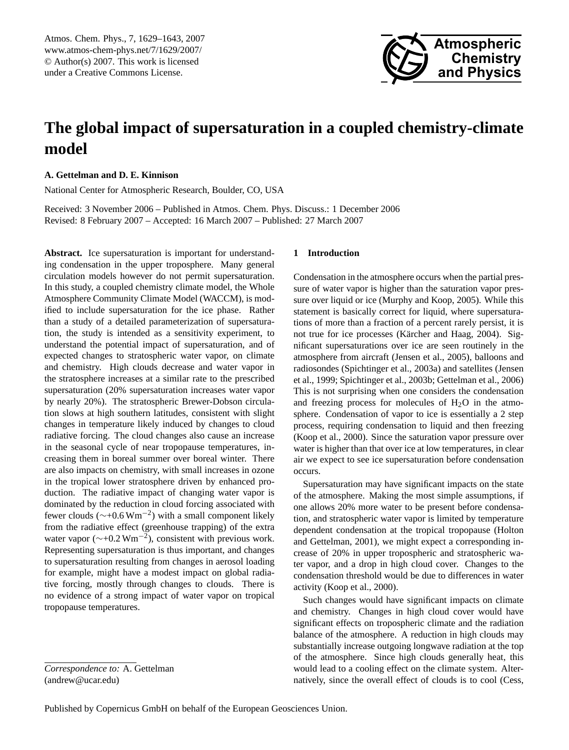# The global impact of supersaturation in a coupled chemistry-climate model

**A. Gettelman and D. E. Kinnison**

National Center for Atmospheric Research, Boulder, CO, USA

Received: 3 November 2006 – Published in Atmos. Chem. Phys. Discuss.: 1 December 2006
Revised: 8 February 2007 – Accepted: 16 March 2007 – Published: 27 March 2007

**Abstract.** Ice supersaturation is important for understanding condensation in the upper troposphere. Many general circulation models however do not permit supersaturation. In this study, a coupled chemistry climate model, the Whole Atmosphere Community Climate Model (WACCM), is modified to include supersaturation for the ice phase. Rather than a study of a detailed parameterization of supersaturation, the study is intended as a sensitivity experiment, to understand the potential impact of supersaturation, and of expected changes to stratospheric water vapor, on climate and chemistry. High clouds decrease and water vapor in the stratosphere increases at a similar rate to the prescribed supersaturation (20% supersaturation increases water vapor by nearly 20%). The stratospheric Brewer-Dobson circulation slows at high southern latitudes, consistent with slight changes in temperature likely induced by changes to cloud radiative forcing. The cloud changes also cause an increase in the seasonal cycle of near tropopause temperatures, increasing them in boreal summer over boreal winter. There are also impacts on chemistry, with small increases in ozone in the tropical lower stratosphere driven by enhanced production. The radiative impact of changing water vapor is dominated by the reduction in cloud forcing associated with fewer clouds ($\sim$+0.6 Wm$^{-2}$) with a small component likely from the radiative effect (greenhouse trapping) of the extra water vapor ($\sim$+0.2 Wm$^{-2}$), consistent with previous work. Representing supersaturation is thus important, and changes to supersaturation resulting from changes in aerosol loading for example, might have a modest impact on global radiative forcing, mostly through changes to clouds. There is no evidence of a strong impact of water vapor on tropical tropopause temperatures.

*Correspondence to:* A. Gettelman
(andrew@ucar.edu)

## 1 Introduction

Condensation in the atmosphere occurs when the partial pressure of water vapor is higher than the saturation vapor pressure over liquid or ice (Murphy and Koop, 2005). While this statement is basically correct for liquid, where supersaturations of more than a fraction of a percent rarely persist, it is not true for ice processes (Kärcher and Haag, 2004). Significant supersaturations over ice are seen routinely in the atmosphere from aircraft (Jensen et al., 2005), balloons and radiosondes (Spichtinger et al., 2003a) and satellites (Jensen et al., 1999; Spichtinger et al., 2003b; Gettelman et al., 2006) This is not surprising when one considers the condensation and freezing process for molecules of $H_2O$ in the atmosphere. Condensation of vapor to ice is essentially a 2 step process, requiring condensation to liquid and then freezing (Koop et al., 2000). Since the saturation vapor pressure over water is higher than that over ice at low temperatures, in clear air we expect to see ice supersaturation before condensation occurs.

Supersaturation may have significant impacts on the state of the atmosphere. Making the most simple assumptions, if one allows 20% more water to be present before condensation, and stratospheric water vapor is limited by temperature dependent condensation at the tropical tropopause (Holton and Gettelman, 2001), we might expect a corresponding increase of 20% in upper tropospheric and stratospheric water vapor, and a drop in high cloud cover. Changes to the condensation threshold would be due to differences in water activity (Koop et al., 2000).

Such changes would have significant impacts on climate and chemistry. Changes in high cloud cover would have significant effects on tropospheric climate and the radiation balance of the atmosphere. A reduction in high clouds may substantially increase outgoing longwave radiation at the top of the atmosphere. Since high clouds generally heat, this would lead to a cooling effect on the climate system. Alternatively, since the overall effect of clouds is to cool (Cess,

Published by Copernicus GmbH on behalf of the European Geosciences Union.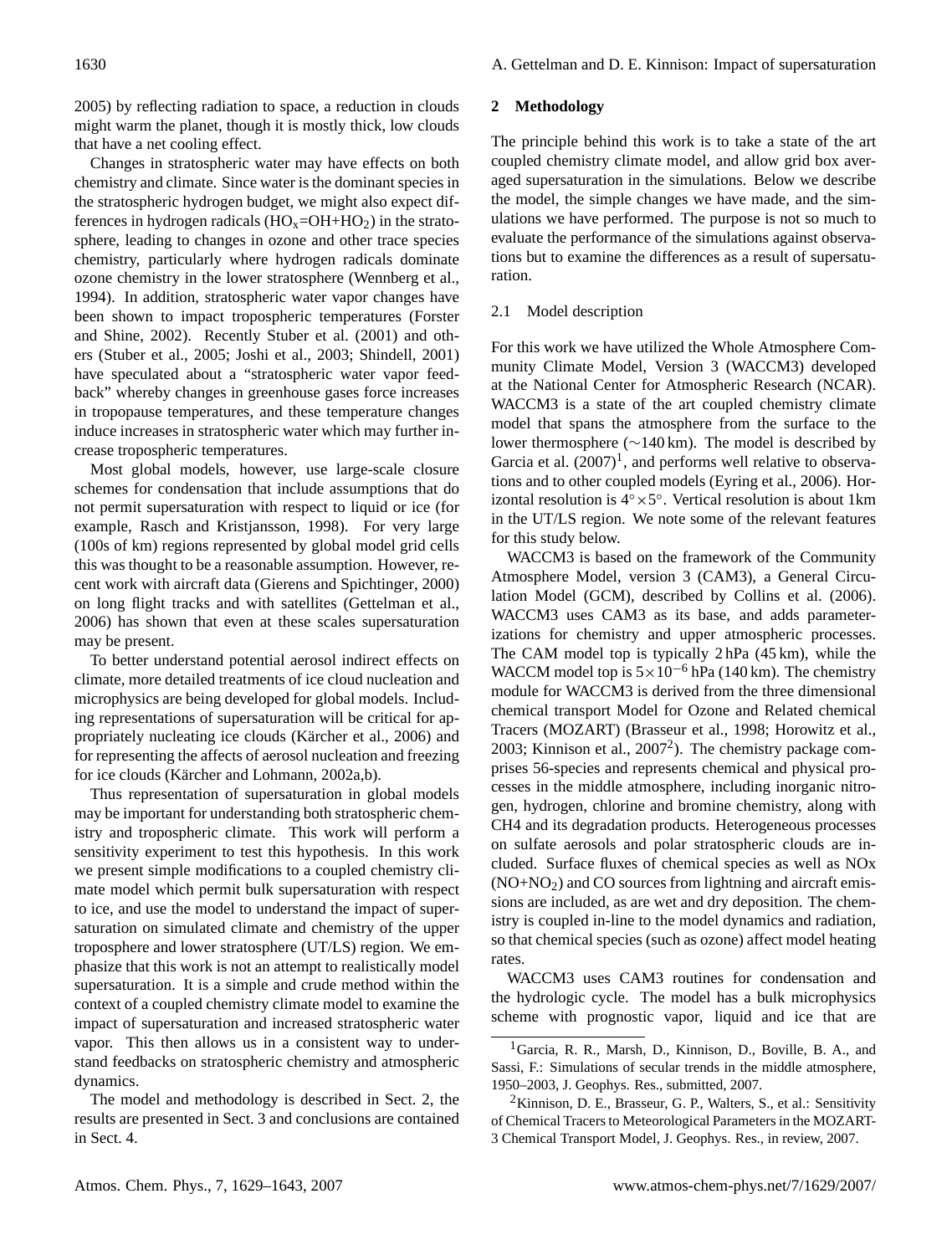2005) by reflecting radiation to space, a reduction in clouds might warm the planet, though it is mostly thick, low clouds that have a net cooling effect.

Changes in stratospheric water may have effects on both chemistry and climate. Since water is the dominant species in the stratospheric hydrogen budget, we might also expect differences in hydrogen radicals ($HO_x$=OH+$HO_2$) in the stratosphere, leading to changes in ozone and other trace species chemistry, particularly where hydrogen radicals dominate ozone chemistry in the lower stratosphere (Wennberg et al., 1994). In addition, stratospheric water vapor changes have been shown to impact tropospheric temperatures (Forster and Shine, 2002). Recently Stuber et al. (2001) and others (Stuber et al., 2005; Joshi et al., 2003; Shindell, 2001) have speculated about a "stratospheric water vapor feedback" whereby changes in greenhouse gases force increases in tropopause temperatures, and these temperature changes induce increases in stratospheric water which may further increase tropospheric temperatures.

Most global models, however, use large-scale closure schemes for condensation that include assumptions that do not permit supersaturation with respect to liquid or ice (for example, Rasch and Kristjansson, 1998). For very large (100s of km) regions represented by global model grid cells this was thought to be a reasonable assumption. However, recent work with aircraft data (Gierens and Spichtinger, 2000) on long flight tracks and with satellites (Gettelman et al., 2006) has shown that even at these scales supersaturation may be present.

To better understand potential aerosol indirect effects on climate, more detailed treatments of ice cloud nucleation and microphysics are being developed for global models. Including representations of supersaturation will be critical for appropriately nucleating ice clouds (Kärcher et al., 2006) and for representing the affects of aerosol nucleation and freezing for ice clouds (Kärcher and Lohmann, 2002a,b).

Thus representation of supersaturation in global models may be important for understanding both stratospheric chemistry and tropospheric climate. This work will perform a sensitivity experiment to test this hypothesis. In this work we present simple modifications to a coupled chemistry climate model which permit bulk supersaturation with respect to ice, and use the model to understand the impact of supersaturation on simulated climate and chemistry of the upper troposphere and lower stratosphere (UT/LS) region. We emphasize that this work is not an attempt to realistically model supersaturation. It is a simple and crude method within the context of a coupled chemistry climate model to examine the impact of supersaturation and increased stratospheric water vapor. This then allows us in a consistent way to understand feedbacks on stratospheric chemistry and atmospheric dynamics.

The model and methodology is described in Sect. 2, the results are presented in Sect. 3 and conclusions are contained in Sect. 4.

## 2 Methodology

The principle behind this work is to take a state of the art coupled chemistry climate model, and allow grid box averaged supersaturation in the simulations. Below we describe the model, the simple changes we have made, and the simulations we have performed. The purpose is not so much to evaluate the performance of the simulations against observations but to examine the differences as a result of supersaturation.

### 2.1 Model description

For this work we have utilized the Whole Atmosphere Community Climate Model, Version 3 (WACCM3) developed at the National Center for Atmospheric Research (NCAR). WACCM3 is a state of the art coupled chemistry climate model that spans the atmosphere from the surface to the lower thermosphere (~140 km). The model is described by Garcia et al. (2007)[1], and performs well relative to observations and to other coupled models (Eyring et al., 2006). Horizontal resolution is $4^\circ \times 5^\circ$. Vertical resolution is about 1km in the UT/LS region. We note some of the relevant features for this study below.

WACCM3 is based on the framework of the Community Atmosphere Model, version 3 (CAM3), a General Circulation Model (GCM), described by Collins et al. (2006). WACCM3 uses CAM3 as its base, and adds parameterizations for chemistry and upper atmospheric processes. The CAM model top is typically 2 hPa (45 km), while the WACCM model top is $5\times10^{-6}$ hPa (140 km). The chemistry module for WACCM3 is derived from the three dimensional chemical transport Model for Ozone and Related chemical Tracers (MOZART) (Brasseur et al., 1998; Horowitz et al., 2003; Kinnison et al., 2007[2]). The chemistry package comprises 56-species and represents chemical and physical processes in the middle atmosphere, including inorganic nitrogen, hydrogen, chlorine and bromine chemistry, along with CH4 and its degradation products. Heterogeneous processes on sulfate aerosols and polar stratospheric clouds are included. Surface fluxes of chemical species as well as NOx (NO+$NO_2$) and CO sources from lightning and aircraft emissions are included, as are wet and dry deposition. The chemistry is coupled in-line to the model dynamics and radiation, so that chemical species (such as ozone) affect model heating rates.

WACCM3 uses CAM3 routines for condensation and the hydrologic cycle. The model has a bulk microphysics scheme with prognostic vapor, liquid and ice that are

[1] Garcia, R. R., Marsh, D., Kinnison, D., Boville, B. A., and Sassi, F.: Simulations of secular trends in the middle atmosphere, 1950–2003, J. Geophys. Res., submitted, 2007.

[2] Kinnison, D. E., Brasseur, G. P., Walters, S., et al.: Sensitivity of Chemical Tracers to Meteorological Parameters in the MOZART-3 Chemical Transport Model, J. Geophys. Res., in review, 2007.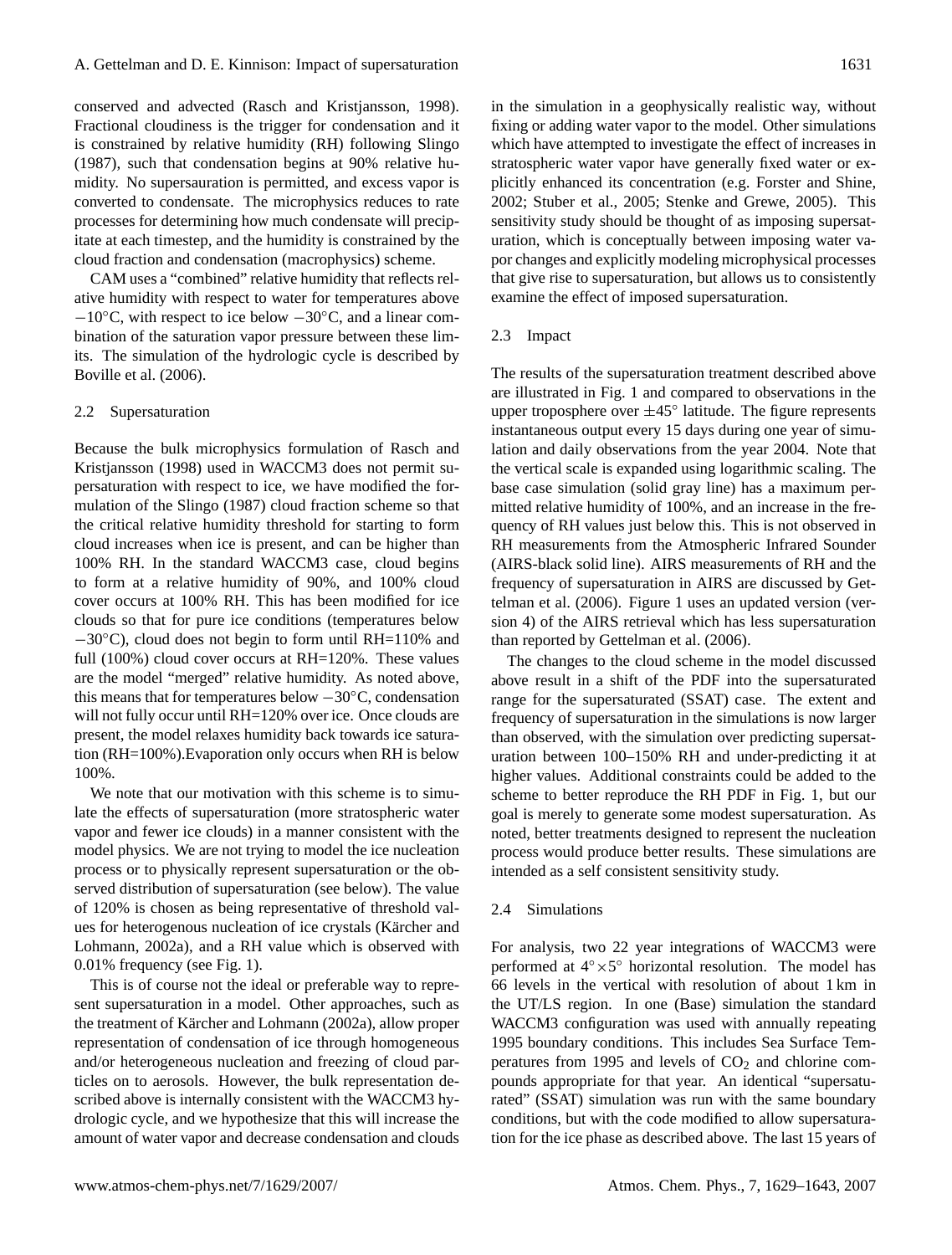conserved and advected (Rasch and Kristjansson, 1998). Fractional cloudiness is the trigger for condensation and it is constrained by relative humidity (RH) following Slingo (1987), such that condensation begins at 90% relative humidity. No supersauration is permitted, and excess vapor is converted to condensate. The microphysics reduces to rate processes for determining how much condensate will precipitate at each timestep, and the humidity is constrained by the cloud fraction and condensation (macrophysics) scheme.

CAM uses a "combined" relative humidity that reflects relative humidity with respect to water for temperatures above $-10^{\circ}$C, with respect to ice below $-30^{\circ}$C, and a linear combination of the saturation vapor pressure between these limits. The simulation of the hydrologic cycle is described by Boville et al. (2006).

### 2.2 Supersaturation

Because the bulk microphysics formulation of Rasch and Kristjansson (1998) used in WACCM3 does not permit supersaturation with respect to ice, we have modified the formulation of the Slingo (1987) cloud fraction scheme so that the critical relative humidity threshold for starting to form cloud increases when ice is present, and can be higher than 100% RH. In the standard WACCM3 case, cloud begins to form at a relative humidity of 90%, and 100% cloud cover occurs at 100% RH. This has been modified for ice clouds so that for pure ice conditions (temperatures below $-30^{\circ}$C), cloud does not begin to form until RH=110% and full (100%) cloud cover occurs at RH=120%. These values are the model "merged" relative humidity. As noted above, this means that for temperatures below $-30^{\circ}$C, condensation will not fully occur until RH=120% over ice. Once clouds are present, the model relaxes humidity back towards ice saturation (RH=100%).Evaporation only occurs when RH is below 100%.

We note that our motivation with this scheme is to simulate the effects of supersaturation (more stratospheric water vapor and fewer ice clouds) in a manner consistent with the model physics. We are not trying to model the ice nucleation process or to physically represent supersaturation or the observed distribution of supersaturation (see below). The value of 120% is chosen as being representative of threshold values for heterogenous nucleation of ice crystals (Kärcher and Lohmann, 2002a), and a RH value which is observed with 0.01% frequency (see Fig. 1).

This is of course not the ideal or preferable way to represent supersaturation in a model. Other approaches, such as the treatment of Kärcher and Lohmann (2002a), allow proper representation of condensation of ice through homogeneous and/or heterogeneous nucleation and freezing of cloud particles on to aerosols. However, the bulk representation described above is internally consistent with the WACCM3 hydrologic cycle, and we hypothesize that this will increase the amount of water vapor and decrease condensation and clouds in the simulation in a geophysically realistic way, without fixing or adding water vapor to the model. Other simulations which have attempted to investigate the effect of increases in stratospheric water vapor have generally fixed water or explicitly enhanced its concentration (e.g. Forster and Shine, 2002; Stuber et al., 2005; Stenke and Grewe, 2005). This sensitivity study should be thought of as imposing supersaturation, which is conceptually between imposing water vapor changes and explicitly modeling microphysical processes that give rise to supersaturation, but allows us to consistently examine the effect of imposed supersaturation.

### 2.3 Impact

The results of the supersaturation treatment described above are illustrated in Fig. 1 and compared to observations in the upper troposphere over $\pm 45^{\circ}$ latitude. The figure represents instantaneous output every 15 days during one year of simulation and daily observations from the year 2004. Note that the vertical scale is expanded using logarithmic scaling. The base case simulation (solid gray line) has a maximum permitted relative humidity of 100%, and an increase in the frequency of RH values just below this. This is not observed in RH measurements from the Atmospheric Infrared Sounder (AIRS-black solid line). AIRS measurements of RH and the frequency of supersaturation in AIRS are discussed by Gettelman et al. (2006). Figure 1 uses an updated version (version 4) of the AIRS retrieval which has less supersaturation than reported by Gettelman et al. (2006).

The changes to the cloud scheme in the model discussed above result in a shift of the PDF into the supersaturated range for the supersaturated (SSAT) case. The extent and frequency of supersaturation in the simulations is now larger than observed, with the simulation over predicting supersaturation between 100–150% RH and under-predicting it at higher values. Additional constraints could be added to the scheme to better reproduce the RH PDF in Fig. 1, but our goal is merely to generate some modest supersaturation. As noted, better treatments designed to represent the nucleation process would produce better results. These simulations are intended as a self consistent sensitivity study.

### 2.4 Simulations

For analysis, two 22 year integrations of WACCM3 were performed at $4^{\circ}\times 5^{\circ}$ horizontal resolution. The model has 66 levels in the vertical with resolution of about 1 km in the UT/LS region. In one (Base) simulation the standard WACCM3 configuration was used with annually repeating 1995 boundary conditions. This includes Sea Surface Temperatures from 1995 and levels of $CO_2$ and chlorine compounds appropriate for that year. An identical "supersaturated" (SSAT) simulation was run with the same boundary conditions, but with the code modified to allow supersaturation for the ice phase as described above. The last 15 years of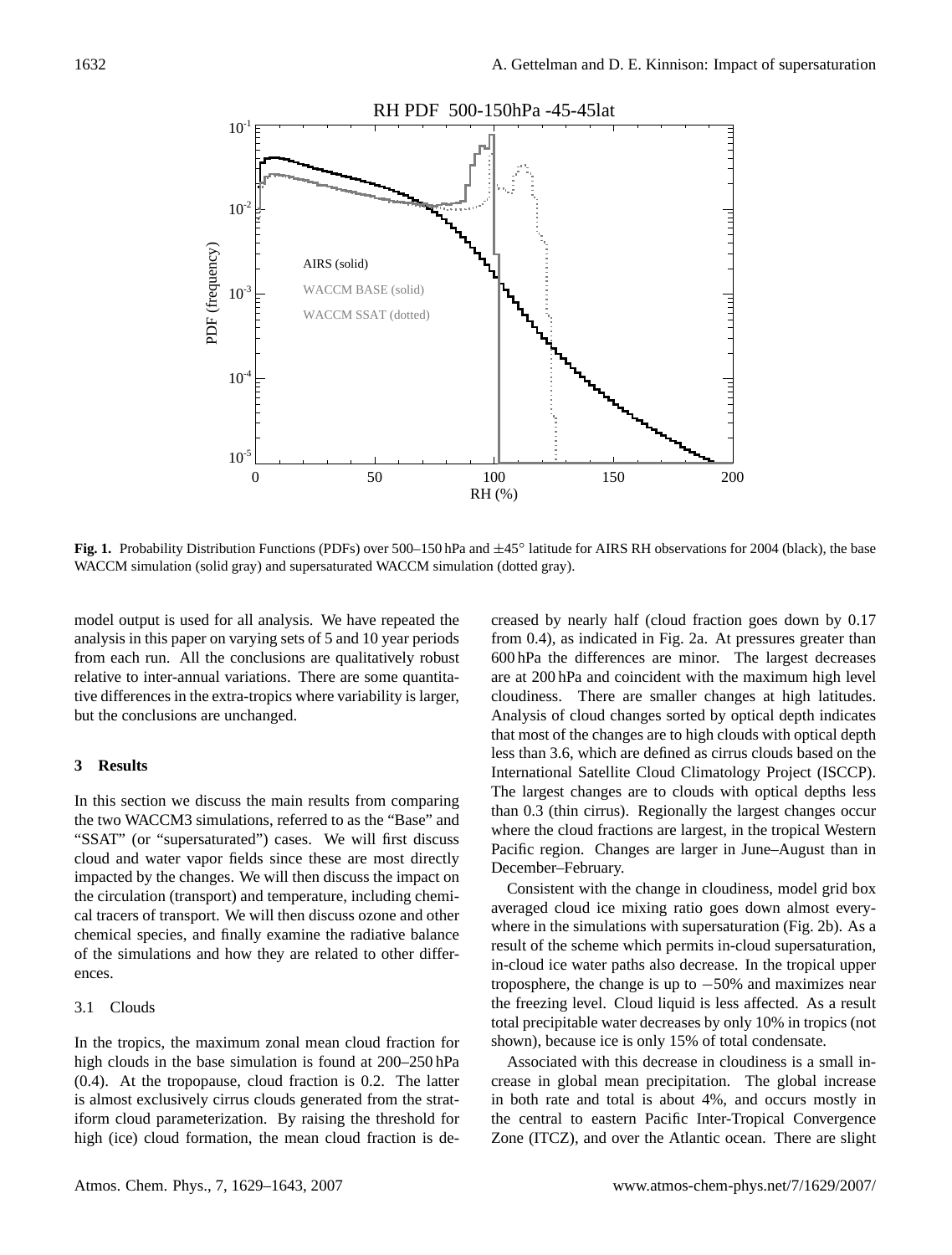Fig. 1. Probability Distribution Functions (PDFs) over 500–150 hPa and ±45° latitude for AIRS RH observations for 2004 (black), the base WACCM simulation (solid gray) and supersaturated WACCM simulation (dotted gray).

model output is used for all analysis. We have repeated the analysis in this paper on varying sets of 5 and 10 year periods from each run. All the conclusions are qualitatively robust relative to inter-annual variations. There are some quantitative differences in the extra-tropics where variability is larger, but the conclusions are unchanged.

## 3 Results

In this section we discuss the main results from comparing the two WACCM3 simulations, referred to as the "Base" and "SSAT" (or "supersaturated") cases. We will first discuss cloud and water vapor fields since these are most directly impacted by the changes. We will then discuss the impact on the circulation (transport) and temperature, including chemical tracers of transport. We will then discuss ozone and other chemical species, and finally examine the radiative balance of the simulations and how they are related to other differences.

### 3.1 Clouds

In the tropics, the maximum zonal mean cloud fraction for high clouds in the base simulation is found at 200–250 hPa (0.4). At the tropopause, cloud fraction is 0.2. The latter is almost exclusively cirrus clouds generated from the stratiform cloud parameterization. By raising the threshold for high (ice) cloud formation, the mean cloud fraction is decreased by nearly half (cloud fraction goes down by 0.17 from 0.4), as indicated in Fig. 2a. At pressures greater than 600 hPa the differences are minor. The largest decreases are at 200 hPa and coincident with the maximum high level cloudiness. There are smaller changes at high latitudes. Analysis of cloud changes sorted by optical depth indicates that most of the changes are to high clouds with optical depth less than 3.6, which are defined as cirrus clouds based on the International Satellite Cloud Climatology Project (ISCCP). The largest changes are to clouds with optical depths less than 0.3 (thin cirrus). Regionally the largest changes occur where the cloud fractions are largest, in the tropical Western Pacific region. Changes are larger in June–August than in December–February.

Consistent with the change in cloudiness, model grid box averaged cloud ice mixing ratio goes down almost everywhere in the simulations with supersaturation (Fig. 2b). As a result of the scheme which permits in-cloud supersaturation, in-cloud ice water paths also decrease. In the tropical upper troposphere, the change is up to −50% and maximizes near the freezing level. Cloud liquid is less affected. As a result total precipitable water decreases by only 10% in tropics (not shown), because ice is only 15% of total condensate.

Associated with this decrease in cloudiness is a small increase in global mean precipitation. The global increase in both rate and total is about 4%, and occurs mostly in the central to eastern Pacific Inter-Tropical Convergence Zone (ITCZ), and over the Atlantic ocean. There are slight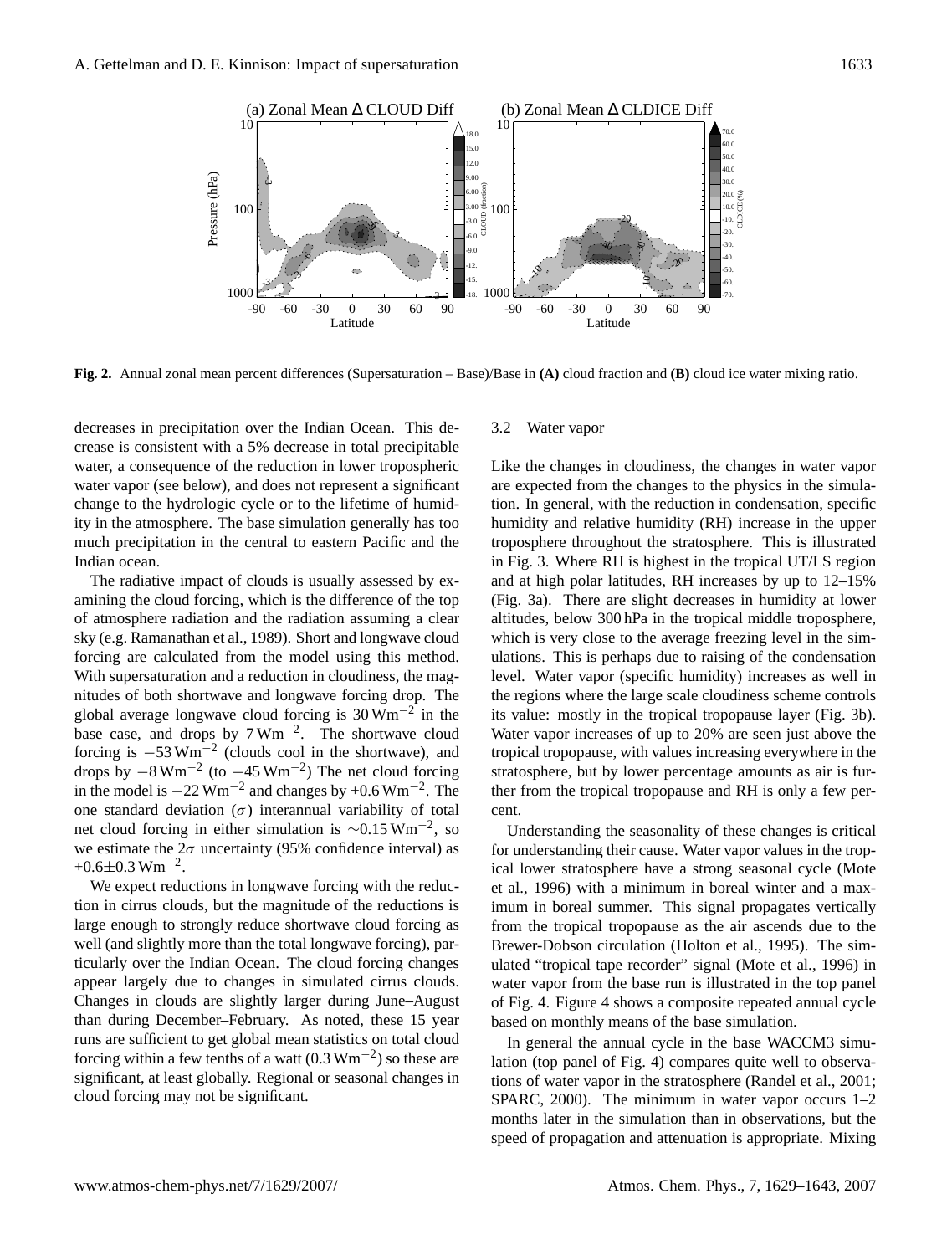**Fig. 2.** Annual zonal mean percent differences (Supersaturation – Base)/Base in **(A)** cloud fraction and **(B)** cloud ice water mixing ratio.

decreases in precipitation over the Indian Ocean. This decrease is consistent with a 5% decrease in total precipitable water, a consequence of the reduction in lower tropospheric water vapor (see below), and does not represent a significant change to the hydrologic cycle or to the lifetime of humidity in the atmosphere. The base simulation generally has too much precipitation in the central to eastern Pacific and the Indian ocean.

The radiative impact of clouds is usually assessed by examining the cloud forcing, which is the difference of the top of atmosphere radiation and the radiation assuming a clear sky (e.g. Ramanathan et al., 1989). Short and longwave cloud forcing are calculated from the model using this method. With supersaturation and a reduction in cloudiness, the magnitudes of both shortwave and longwave forcing drop. The global average longwave cloud forcing is 30 $\mathrm{Wm^{-2}}$ in the base case, and drops by 7 $\mathrm{Wm^{-2}}$. The shortwave cloud forcing is $-53\,\mathrm{Wm^{-2}}$ (clouds cool in the shortwave), and drops by $-8\,\mathrm{Wm^{-2}}$ (to $-45\,\mathrm{Wm^{-2}}$) The net cloud forcing in the model is $-22\,\mathrm{Wm^{-2}}$ and changes by $+0.6\,\mathrm{Wm^{-2}}$. The one standard deviation ($\sigma$) interannual variability of total net cloud forcing in either simulation is $\sim 0.15\,\mathrm{Wm^{-2}}$, so we estimate the $2\sigma$ uncertainty (95% confidence interval) as $+0.6\pm0.3\,\mathrm{Wm^{-2}}$.

We expect reductions in longwave forcing with the reduction in cirrus clouds, but the magnitude of the reductions is large enough to strongly reduce shortwave cloud forcing as well (and slightly more than the total longwave forcing), particularly over the Indian Ocean. The cloud forcing changes appear largely due to changes in simulated cirrus clouds. Changes in clouds are slightly larger during June–August than during December–February. As noted, these 15 year runs are sufficient to get global mean statistics on total cloud forcing within a few tenths of a watt ($0.3\,\mathrm{Wm^{-2}}$) so these are significant, at least globally. Regional or seasonal changes in cloud forcing may not be significant.

### 3.2 Water vapor

Like the changes in cloudiness, the changes in water vapor are expected from the changes to the physics in the simulation. In general, with the reduction in condensation, specific humidity and relative humidity (RH) increase in the upper troposphere throughout the stratosphere. This is illustrated in Fig. 3. Where RH is highest in the tropical UT/LS region and at high polar latitudes, RH increases by up to 12–15% (Fig. 3a). There are slight decreases in humidity at lower altitudes, below 300 hPa in the tropical middle troposphere, which is very close to the average freezing level in the simulations. This is perhaps due to raising of the condensation level. Water vapor (specific humidity) increases as well in the regions where the large scale cloudiness scheme controls its value: mostly in the tropical tropopause layer (Fig. 3b). Water vapor increases of up to 20% are seen just above the tropical tropopause, with values increasing everywhere in the stratosphere, but by lower percentage amounts as air is further from the tropical tropopause and RH is only a few percent.

Understanding the seasonality of these changes is critical for understanding their cause. Water vapor values in the tropical lower stratosphere have a strong seasonal cycle (Mote et al., 1996) with a minimum in boreal winter and a maximum in boreal summer. This signal propagates vertically from the tropical tropopause as the air ascends due to the Brewer-Dobson circulation (Holton et al., 1995). The simulated "tropical tape recorder" signal (Mote et al., 1996) in water vapor from the base run is illustrated in the top panel of Fig. 4. Figure 4 shows a composite repeated annual cycle based on monthly means of the base simulation.

In general the annual cycle in the base WACCM3 simulation (top panel of Fig. 4) compares quite well to observations of water vapor in the stratosphere (Randel et al., 2001; SPARC, 2000). The minimum in water vapor occurs 1–2 months later in the simulation than in observations, but the speed of propagation and attenuation is appropriate. Mixing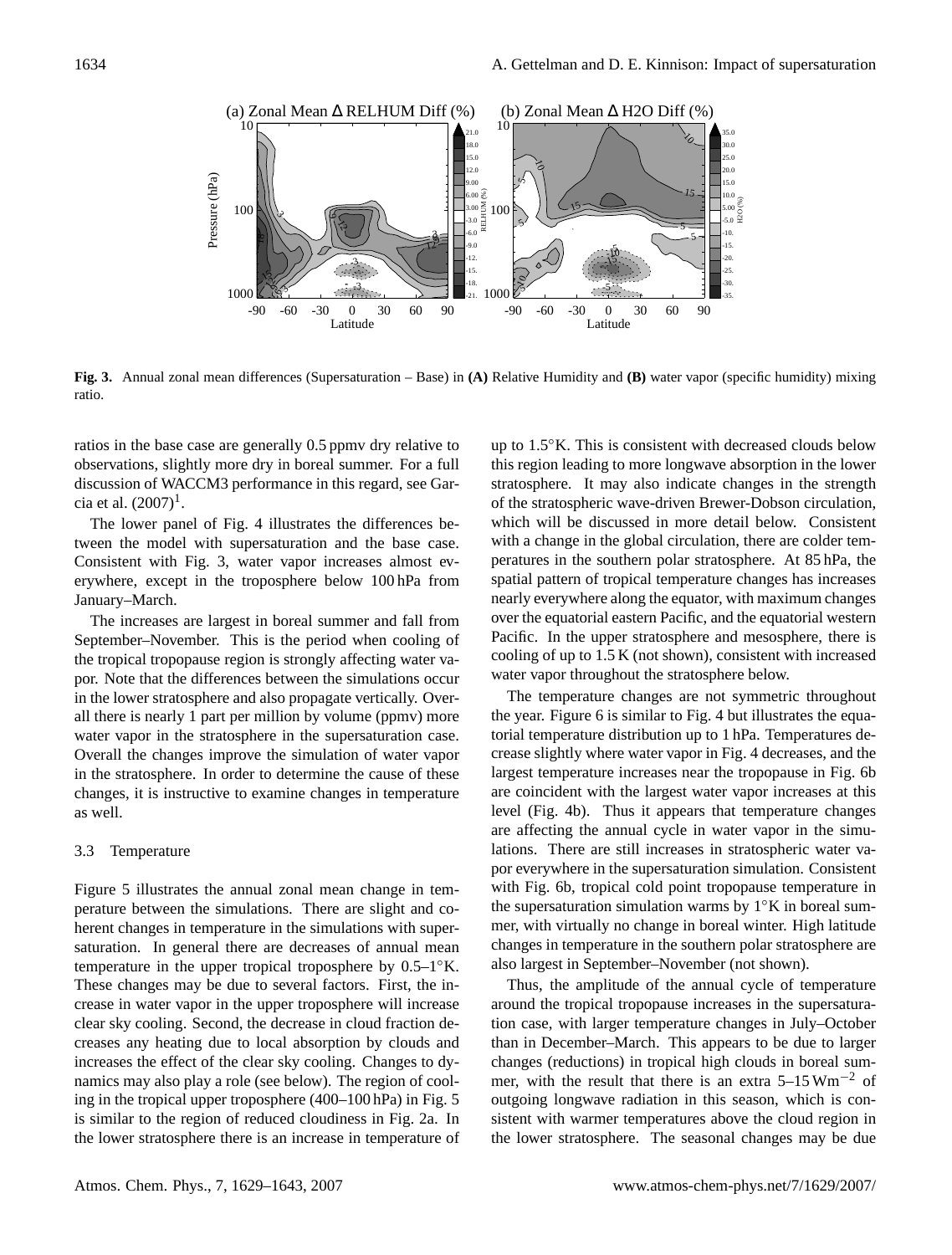**Fig. 3.** Annual zonal mean differences (Supersaturation – Base) in **(A)** Relative Humidity and **(B)** water vapor (specific humidity) mixing ratio.

ratios in the base case are generally 0.5 ppmv dry relative to observations, slightly more dry in boreal summer. For a full discussion of WACCM3 performance in this regard, see Garcia et al. (2007)[1].

The lower panel of Fig. 4 illustrates the differences between the model with supersaturation and the base case. Consistent with Fig. 3, water vapor increases almost everywhere, except in the troposphere below 100 hPa from January–March.

The increases are largest in boreal summer and fall from September–November. This is the period when cooling of the tropical tropopause region is strongly affecting water vapor. Note that the differences between the simulations occur in the lower stratosphere and also propagate vertically. Overall there is nearly 1 part per million by volume (ppmv) more water vapor in the stratosphere in the supersaturation case. Overall the changes improve the simulation of water vapor in the stratosphere. In order to determine the cause of these changes, it is instructive to examine changes in temperature as well.

### 3.3 Temperature

Figure 5 illustrates the annual zonal mean change in temperature between the simulations. There are slight and coherent changes in temperature in the simulations with supersaturation. In general there are decreases of annual mean temperature in the upper tropical troposphere by 0.5–1°K. These changes may be due to several factors. First, the increase in water vapor in the upper troposphere will increase clear sky cooling. Second, the decrease in cloud fraction decreases any heating due to local absorption by clouds and increases the effect of the clear sky cooling. Changes to dynamics may also play a role (see below). The region of cooling in the tropical upper troposphere (400–100 hPa) in Fig. 5 is similar to the region of reduced cloudiness in Fig. 2a. In the lower stratosphere there is an increase in temperature of up to 1.5°K. This is consistent with decreased clouds below this region leading to more longwave absorption in the lower stratosphere. It may also indicate changes in the strength of the stratospheric wave-driven Brewer-Dobson circulation, which will be discussed in more detail below. Consistent with a change in the global circulation, there are colder temperatures in the southern polar stratosphere. At 85 hPa, the spatial pattern of tropical temperature changes has increases nearly everywhere along the equator, with maximum changes over the equatorial eastern Pacific, and the equatorial western Pacific. In the upper stratosphere and mesosphere, there is cooling of up to 1.5 K (not shown), consistent with increased water vapor throughout the stratosphere below.

The temperature changes are not symmetric throughout the year. Figure 6 is similar to Fig. 4 but illustrates the equatorial temperature distribution up to 1 hPa. Temperatures decrease slightly where water vapor in Fig. 4 decreases, and the largest temperature increases near the tropopause in Fig. 6b are coincident with the largest water vapor increases at this level (Fig. 4b). Thus it appears that temperature changes are affecting the annual cycle in water vapor in the simulations. There are still increases in stratospheric water vapor everywhere in the supersaturation simulation. Consistent with Fig. 6b, tropical cold point tropopause temperature in the supersaturation simulation warms by 1°K in boreal summer, with virtually no change in boreal winter. High latitude changes in temperature in the southern polar stratosphere are also largest in September–November (not shown).

Thus, the amplitude of the annual cycle of temperature around the tropical tropopause increases in the supersaturation case, with larger temperature changes in July–October than in December–March. This appears to be due to larger changes (reductions) in tropical high clouds in boreal summer, with the result that there is an extra 5–15 $\mathrm{W m^{-2}}$ of outgoing longwave radiation in this season, which is consistent with warmer temperatures above the cloud region in the lower stratosphere. The seasonal changes may be due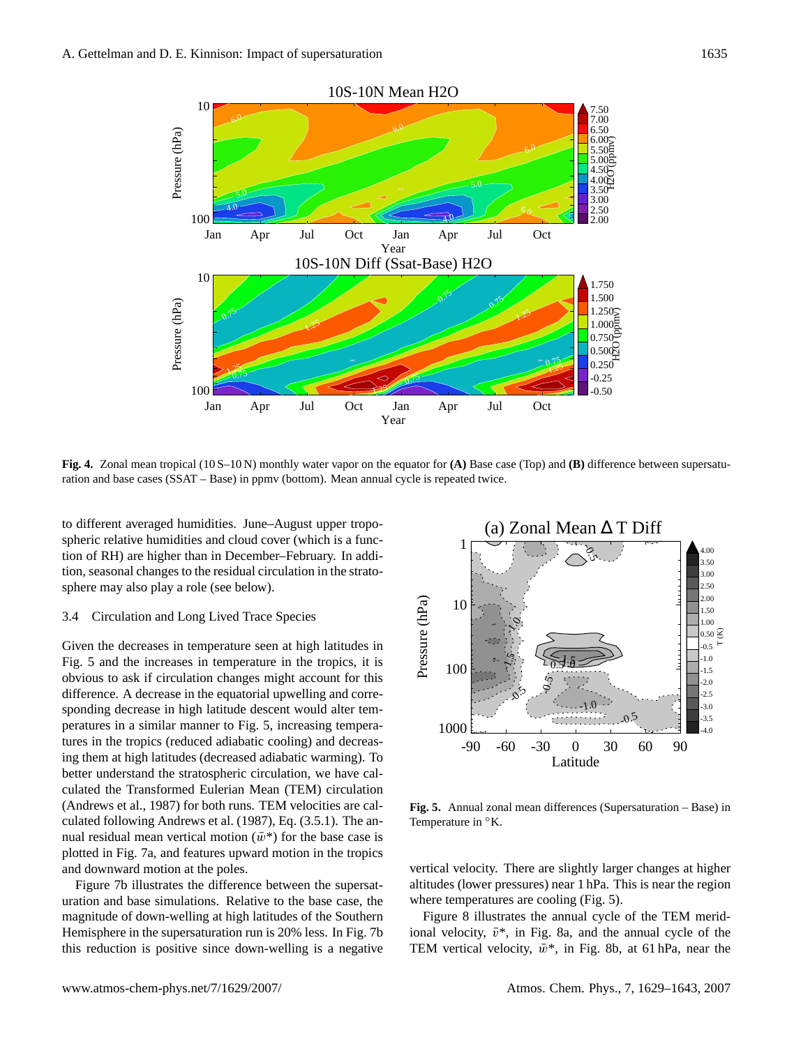**Fig. 4.** Zonal mean tropical (10 S–10 N) monthly water vapor on the equator for **(A)** Base case (Top) and **(B)** difference between supersaturation and base cases (SSAT – Base) in ppmv (bottom). Mean annual cycle is repeated twice.

to different averaged humidities. June–August upper tropospheric relative humidities and cloud cover (which is a function of RH) are higher than in December–February. In addition, seasonal changes to the residual circulation in the stratosphere may also play a role (see below).

### 3.4 Circulation and Long Lived Trace Species

Given the decreases in temperature seen at high latitudes in Fig. 5 and the increases in temperature in the tropics, it is obvious to ask if circulation changes might account for this difference. A decrease in the equatorial upwelling and corresponding decrease in high latitude descent would alter temperatures in a similar manner to Fig. 5, increasing temperatures in the tropics (reduced adiabatic cooling) and decreasing them at high latitudes (decreased adiabatic warming). To better understand the stratospheric circulation, we have calculated the Transformed Eulerian Mean (TEM) circulation (Andrews et al., 1987) for both runs. TEM velocities are calculated following Andrews et al. (1987), Eq. (3.5.1). The annual residual mean vertical motion ($\bar{w}^*$) for the base case is plotted in Fig. 7a, and features upward motion in the tropics and downward motion at the poles.

Figure 7b illustrates the difference between the supersaturation and base simulations. Relative to the base case, the magnitude of down-welling at high latitudes of the Southern Hemisphere in the supersaturation run is 20% less. In Fig. 7b this reduction is positive since down-welling is a negative vertical velocity. There are slightly larger changes at higher altitudes (lower pressures) near 1 hPa. This is near the region where temperatures are cooling (Fig. 5).

**Fig. 5.** Annual zonal mean differences (Supersaturation – Base) in Temperature in °K.

Figure 8 illustrates the annual cycle of the TEM meridional velocity, $\bar{v}^*$, in Fig. 8a, and the annual cycle of the TEM vertical velocity, $\bar{w}^*$, in Fig. 8b, at 61 hPa, near the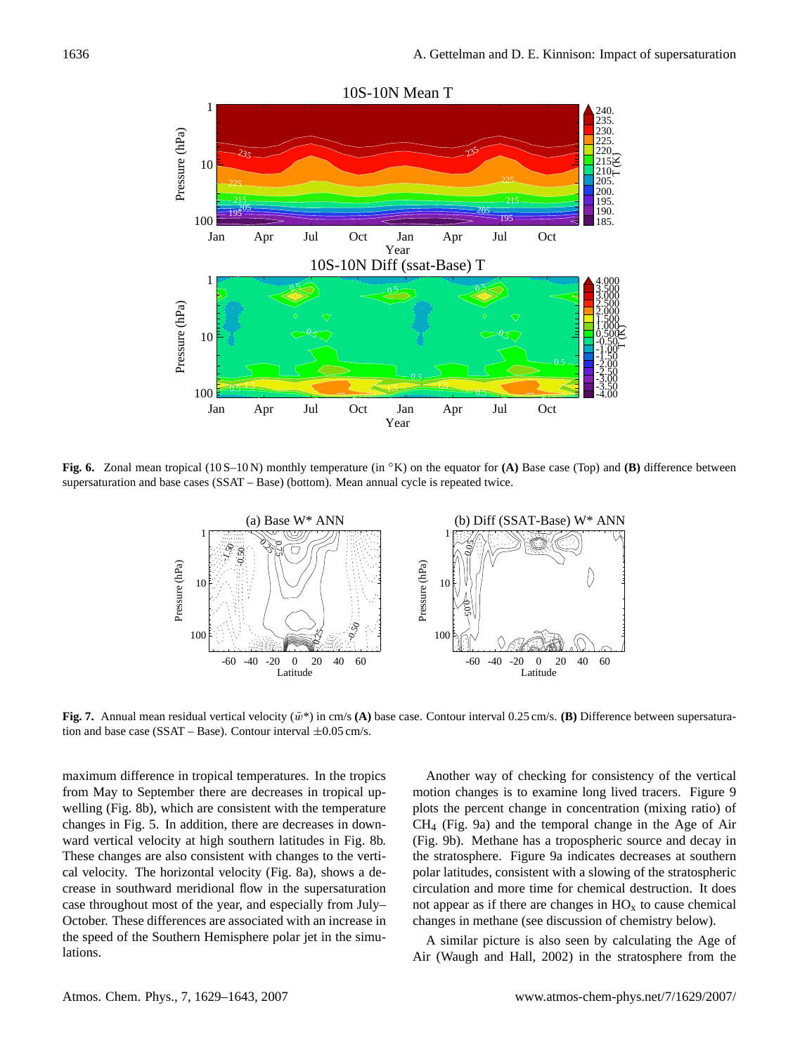**Fig. 6.** Zonal mean tropical (10 S–10 N) monthly temperature (in °K) on the equator for **(A)** Base case (Top) and **(B)** difference between supersaturation and base cases (SSAT – Base) (bottom). Mean annual cycle is repeated twice.

**Fig. 7.** Annual mean residual vertical velocity ($\bar{w}^*$) in cm/s **(A)** base case. Contour interval 0.25 cm/s. **(B)** Difference between supersaturation and base case (SSAT – Base). Contour interval ±0.05 cm/s.

maximum difference in tropical temperatures. In the tropics from May to September there are decreases in tropical upwelling (Fig. 8b), which are consistent with the temperature changes in Fig. 5. In addition, there are decreases in downward vertical velocity at high southern latitudes in Fig. 8b. These changes are also consistent with changes to the vertical velocity. The horizontal velocity (Fig. 8a), shows a decrease in southward meridional flow in the supersaturation case throughout most of the year, and especially from July–October. These differences are associated with an increase in the speed of the Southern Hemisphere polar jet in the simulations.

Another way of checking for consistency of the vertical motion changes is to examine long lived tracers. Figure 9 plots the percent change in concentration (mixing ratio) of $CH_4$ (Fig. 9a) and the temporal change in the Age of Air (Fig. 9b). Methane has a tropospheric source and decay in the stratosphere. Figure 9a indicates decreases at southern polar latitudes, consistent with a slowing of the stratospheric circulation and more time for chemical destruction. It does not appear as if there are changes in $HO_x$ to cause chemical changes in methane (see discussion of chemistry below).

A similar picture is also seen by calculating the Age of Air (Waugh and Hall, 2002) in the stratosphere from the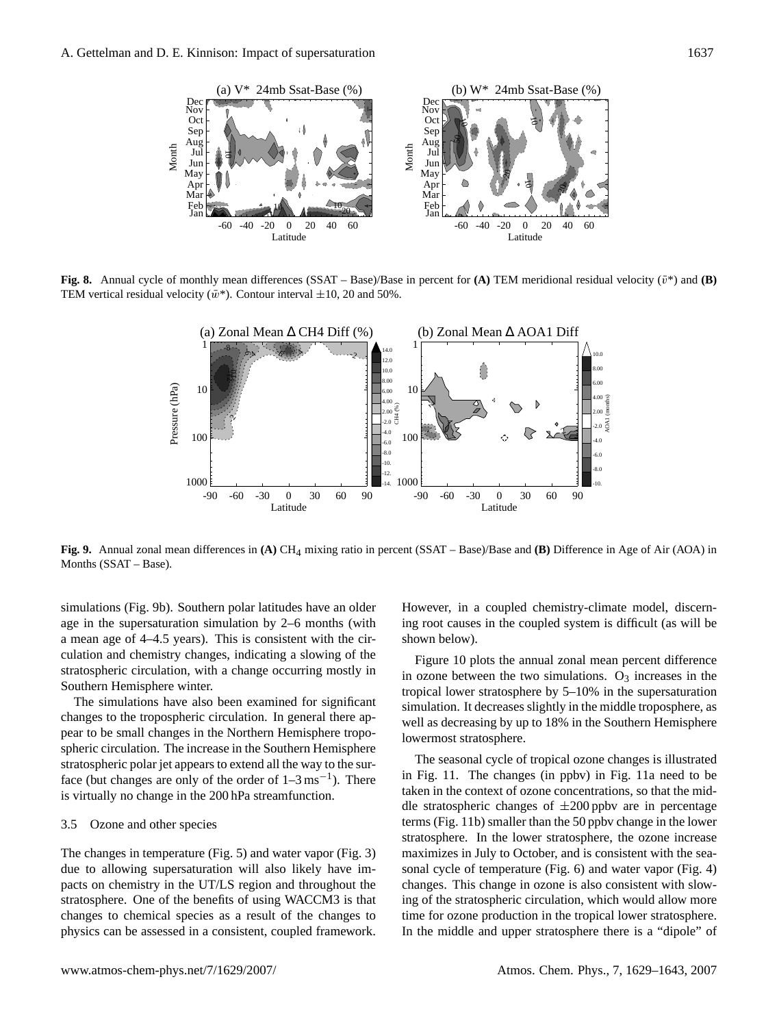**Fig. 8.** Annual cycle of monthly mean differences (SSAT – Base)/Base in percent for **(A)** TEM meridional residual velocity ($\bar{v}^*$) and **(B)** TEM vertical residual velocity ($\bar{w}^*$). Contour interval ±10, 20 and 50%.

**Fig. 9.** Annual zonal mean differences in **(A)** $CH_4$ mixing ratio in percent (SSAT – Base)/Base and **(B)** Difference in Age of Air (AOA) in Months (SSAT – Base).

simulations (Fig. 9b). Southern polar latitudes have an older age in the supersaturation simulation by 2–6 months (with a mean age of 4–4.5 years). This is consistent with the circulation and chemistry changes, indicating a slowing of the stratospheric circulation, with a change occurring mostly in Southern Hemisphere winter.

The simulations have also been examined for significant changes to the tropospheric circulation. In general there appear to be small changes in the Northern Hemisphere tropospheric circulation. The increase in the Southern Hemisphere stratospheric polar jet appears to extend all the way to the surface (but changes are only of the order of 1–3 $\mathrm{m\,s^{-1}}$). There is virtually no change in the 200 hPa streamfunction.

### 3.5 Ozone and other species

The changes in temperature (Fig. 5) and water vapor (Fig. 3) due to allowing supersaturation will also likely have impacts on chemistry in the UT/LS region and throughout the stratosphere. One of the benefits of using WACCM3 is that changes to chemical species as a result of the changes to physics can be assessed in a consistent, coupled framework. However, in a coupled chemistry-climate model, discerning root causes in the coupled system is difficult (as will be shown below).

Figure 10 plots the annual zonal mean percent difference in ozone between the two simulations. $O_3$ increases in the tropical lower stratosphere by 5–10% in the supersaturation simulation. It decreases slightly in the middle troposphere, as well as decreasing by up to 18% in the Southern Hemisphere lowermost stratosphere.

The seasonal cycle of tropical ozone changes is illustrated in Fig. 11. The changes (in ppbv) in Fig. 11a need to be taken in the context of ozone concentrations, so that the middle stratospheric changes of ±200 ppbv are in percentage terms (Fig. 11b) smaller than the 50 ppbv change in the lower stratosphere. In the lower stratosphere, the ozone increase maximizes in July to October, and is consistent with the seasonal cycle of temperature (Fig. 6) and water vapor (Fig. 4) changes. This change in ozone is also consistent with slowing of the stratospheric circulation, which would allow more time for ozone production in the tropical lower stratosphere. In the middle and upper stratosphere there is a "dipole" of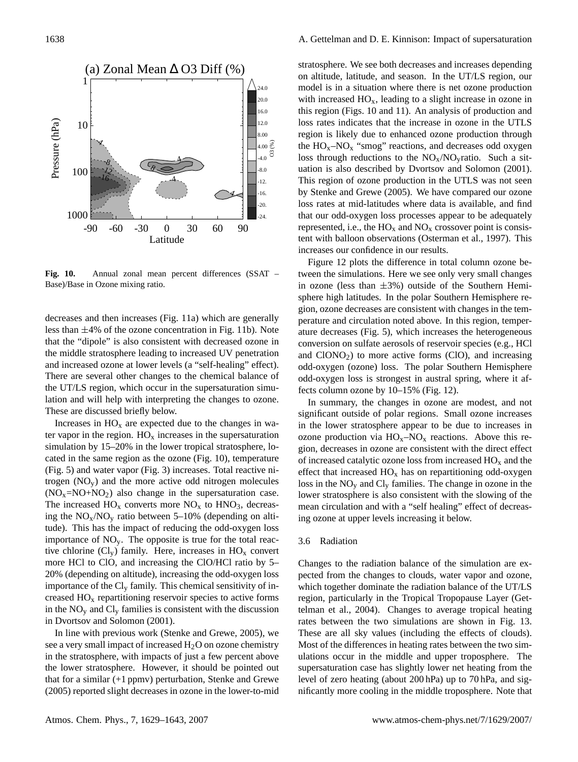**Fig. 10.** Annual zonal mean percent differences (SSAT – Base)/Base in Ozone mixing ratio.

decreases and then increases (Fig. 11a) which are generally less than ±4% of the ozone concentration in Fig. 11b). Note that the "dipole" is also consistent with decreased ozone in the middle stratosphere leading to increased UV penetration and increased ozone at lower levels (a "self-healing" effect). There are several other changes to the chemical balance of the UT/LS region, which occur in the supersaturation simulation and will help with interpreting the changes to ozone. These are discussed briefly below.

Increases in $HO_x$ are expected due to the changes in water vapor in the region. $HO_x$ increases in the supersaturation simulation by 15–20% in the lower tropical stratosphere, located in the same region as the ozone (Fig. 10), temperature (Fig. 5) and water vapor (Fig. 3) increases. Total reactive nitrogen ($NO_y$) and the more active odd nitrogen molecules ($NO_x$=NO+$NO_2$) also change in the supersaturation case. The increased $HO_x$ converts more $NO_x$ to $HNO_3$, decreasing the $NO_x$/$NO_y$ ratio between 5–10% (depending on altitude). This has the impact of reducing the odd-oxygen loss importance of $NO_y$. The opposite is true for the total reactive chlorine ($Cl_y$) family. Here, increases in $HO_x$ convert more HCl to ClO, and increasing the ClO/HCl ratio by 5–20% (depending on altitude), increasing the odd-oxygen loss importance of the $Cl_y$ family. This chemical sensitivity of increased $HO_x$ repartitioning reservoir species to active forms in the $NO_y$ and $Cl_y$ families is consistent with the discussion in Dvortsov and Solomon (2001).

In line with previous work (Stenke and Grewe, 2005), we see a very small impact of increased $H_2O$ on ozone chemistry in the stratosphere, with impacts of just a few percent above the lower stratosphere. However, it should be pointed out that for a similar (+1 ppmv) perturbation, Stenke and Grewe (2005) reported slight decreases in ozone in the lower-to-mid stratosphere. We see both decreases and increases depending on altitude, latitude, and season. In the UT/LS region, our model is in a situation where there is net ozone production with increased $HO_x$, leading to a slight increase in ozone in this region (Figs. 10 and 11). An analysis of production and loss rates indicates that the increase in ozone in the UTLS region is likely due to enhanced ozone production through the $HO_x$–$NO_x$ "smog" reactions, and decreases odd oxygen loss through reductions to the $NO_x$/$NO_y$ratio. Such a situation is also described by Dvortsov and Solomon (2001). This region of ozone production in the UTLS was not seen by Stenke and Grewe (2005). We have compared our ozone loss rates at mid-latitudes where data is available, and find that our odd-oxygen loss processes appear to be adequately represented, i.e., the $HO_x$ and $NO_x$ crossover point is consistent with balloon observations (Osterman et al., 1997). This increases our confidence in our results.

Figure 12 plots the difference in total column ozone between the simulations. Here we see only very small changes in ozone (less than ±3%) outside of the Southern Hemisphere high latitudes. In the polar Southern Hemisphere region, ozone decreases are consistent with changes in the temperature and circulation noted above. In this region, temperature decreases (Fig. 5), which increases the heterogeneous conversion on sulfate aerosols of reservoir species (e.g., HCl and $ClONO_2$) to more active forms (ClO), and increasing odd-oxygen (ozone) loss. The polar Southern Hemisphere odd-oxygen loss is strongest in austral spring, where it affects column ozone by 10–15% (Fig. 12).

In summary, the changes in ozone are modest, and not significant outside of polar regions. Small ozone increases in the lower stratosphere appear to be due to increases in ozone production via $HO_x$–$NO_x$ reactions. Above this region, decreases in ozone are consistent with the direct effect of increased catalytic ozone loss from increased $HO_x$ and the effect that increased $HO_x$ has on repartitioning odd-oxygen loss in the $NO_y$ and $Cl_y$ families. The change in ozone in the lower stratosphere is also consistent with the slowing of the mean circulation and with a "self healing" effect of decreasing ozone at upper levels increasing it below.

### 3.6 Radiation

Changes to the radiation balance of the simulation are expected from the changes to clouds, water vapor and ozone, which together dominate the radiation balance of the UT/LS region, particularly in the Tropical Tropopause Layer (Gettelman et al., 2004). Changes to average tropical heating rates between the two simulations are shown in Fig. 13. These are all sky values (including the effects of clouds). Most of the differences in heating rates between the two simulations occur in the middle and upper troposphere. The supersaturation case has slightly lower net heating from the level of zero heating (about 200 hPa) up to 70 hPa, and significantly more cooling in the middle troposphere. Note that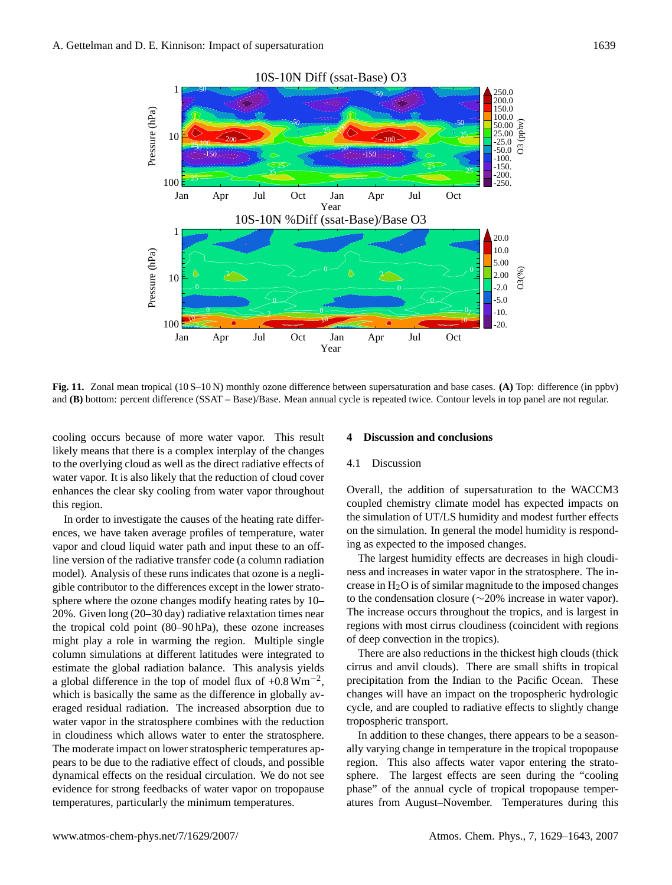**Fig. 11.** Zonal mean tropical (10 S–10 N) monthly ozone difference between supersaturation and base cases. **(A)** Top: difference (in ppbv) and **(B)** bottom: percent difference (SSAT – Base)/Base. Mean annual cycle is repeated twice. Contour levels in top panel are not regular.

cooling occurs because of more water vapor. This result likely means that there is a complex interplay of the changes to the overlying cloud as well as the direct radiative effects of water vapor. It is also likely that the reduction of cloud cover enhances the clear sky cooling from water vapor throughout this region.

In order to investigate the causes of the heating rate differences, we have taken average profiles of temperature, water vapor and cloud liquid water path and input these to an off-line version of the radiative transfer code (a column radiation model). Analysis of these runs indicates that ozone is a negligible contributor to the differences except in the lower stratosphere where the ozone changes modify heating rates by 10–20%. Given long (20–30 day) radiative relaxation times near the tropical cold point (80–90 hPa), these ozone increases might play a role in warming the region. Multiple single column simulations at different latitudes were integrated to estimate the global radiation balance. This analysis yields a global difference in the top of model flux of $+0.8\,\mathrm{Wm^{-2}}$, which is basically the same as the difference in globally averaged residual radiation. The increased absorption due to water vapor in the stratosphere combines with the reduction in cloudiness which allows water to enter the stratosphere. The moderate impact on lower stratospheric temperatures appears to be due to the radiative effect of clouds, and possible dynamical effects on the residual circulation. We do not see evidence for strong feedbacks of water vapor on tropopause temperatures, particularly the minimum temperatures.

## 4 Discussion and conclusions

### 4.1 Discussion

Overall, the addition of supersaturation to the WACCM3 coupled chemistry climate model has expected impacts on the simulation of UT/LS humidity and modest further effects on the simulation. In general the model humidity is responding as expected to the imposed changes.

The largest humidity effects are decreases in high cloudiness and increases in water vapor in the stratosphere. The increase in $H_2O$ is of similar magnitude to the imposed changes to the condensation closure (~20% increase in water vapor). The increase occurs throughout the tropics, and is largest in regions with most cirrus cloudiness (coincident with regions of deep convection in the tropics).

There are also reductions in the thickest high clouds (thick cirrus and anvil clouds). There are small shifts in tropical precipitation from the Indian to the Pacific Ocean. These changes will have an impact on the tropospheric hydrologic cycle, and are coupled to radiative effects to slightly change tropospheric transport.

In addition to these changes, there appears to be a seasonally varying change in temperature in the tropical tropopause region. This also affects water vapor entering the stratosphere. The largest effects are seen during the "cooling phase" of the annual cycle of tropical tropopause temperatures from August–November. Temperatures during this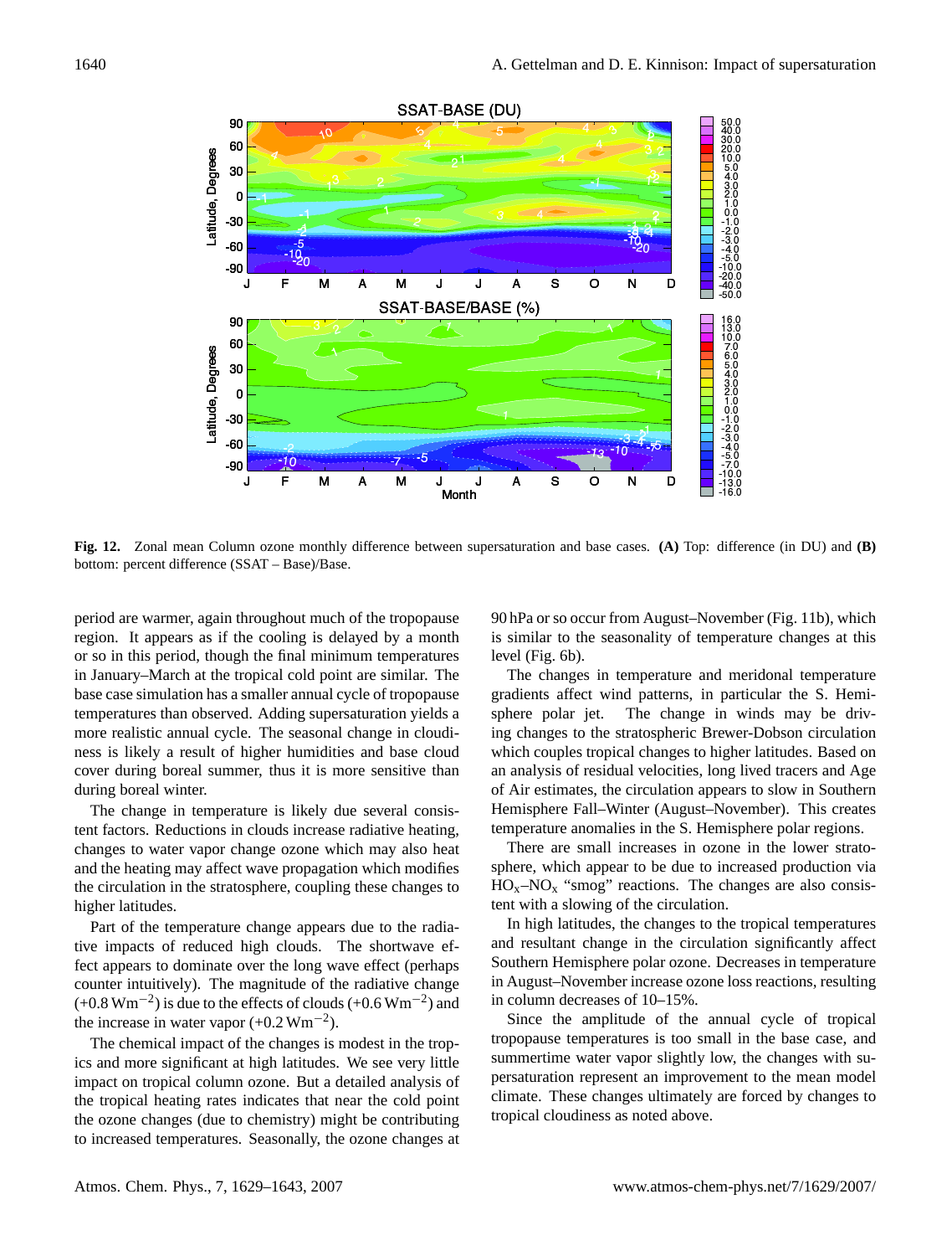**Fig. 12.** Zonal mean Column ozone monthly difference between supersaturation and base cases. **(A)** Top: difference (in DU) and **(B)** bottom: percent difference (SSAT – Base)/Base.

period are warmer, again throughout much of the tropopause region. It appears as if the cooling is delayed by a month or so in this period, though the final minimum temperatures in January–March at the tropical cold point are similar. The base case simulation has a smaller annual cycle of tropopause temperatures than observed. Adding supersaturation yields a more realistic annual cycle. The seasonal change in cloudiness is likely a result of higher humidities and base cloud cover during boreal summer, thus it is more sensitive than during boreal winter.

The change in temperature is likely due several consistent factors. Reductions in clouds increase radiative heating, changes to water vapor change ozone which may also heat and the heating may affect wave propagation which modifies the circulation in the stratosphere, coupling these changes to higher latitudes.

Part of the temperature change appears due to the radiative impacts of reduced high clouds. The shortwave effect appears to dominate over the long wave effect (perhaps counter intuitively). The magnitude of the radiative change ($+0.8\,\mathrm{Wm^{-2}}$) is due to the effects of clouds ($+0.6\,\mathrm{Wm^{-2}}$) and the increase in water vapor ($+0.2\,\mathrm{Wm^{-2}}$).

The chemical impact of the changes is modest in the tropics and more significant at high latitudes. We see very little impact on tropical column ozone. But a detailed analysis of the tropical heating rates indicates that near the cold point the ozone changes (due to chemistry) might be contributing to increased temperatures. Seasonally, the ozone changes at 90 hPa or so occur from August–November (Fig. 11b), which is similar to the seasonality of temperature changes at this level (Fig. 6b).

The changes in temperature and meridonal temperature gradients affect wind patterns, in particular the S. Hemisphere polar jet. The change in winds may be driving changes to the stratospheric Brewer-Dobson circulation which couples tropical changes to higher latitudes. Based on an analysis of residual velocities, long lived tracers and Age of Air estimates, the circulation appears to slow in Southern Hemisphere Fall–Winter (August–November). This creates temperature anomalies in the S. Hemisphere polar regions.

There are small increases in ozone in the lower stratosphere, which appear to be due to increased production via $HO_x$–$NO_x$ "smog" reactions. The changes are also consistent with a slowing of the circulation.

In high latitudes, the changes to the tropical temperatures and resultant change in the circulation significantly affect Southern Hemisphere polar ozone. Decreases in temperature in August–November increase ozone loss reactions, resulting in column decreases of 10–15%.

Since the amplitude of the annual cycle of tropical tropopause temperatures is too small in the base case, and summertime water vapor slightly low, the changes with supersaturation represent an improvement to the mean model climate. These changes ultimately are forced by changes to tropical cloudiness as noted above.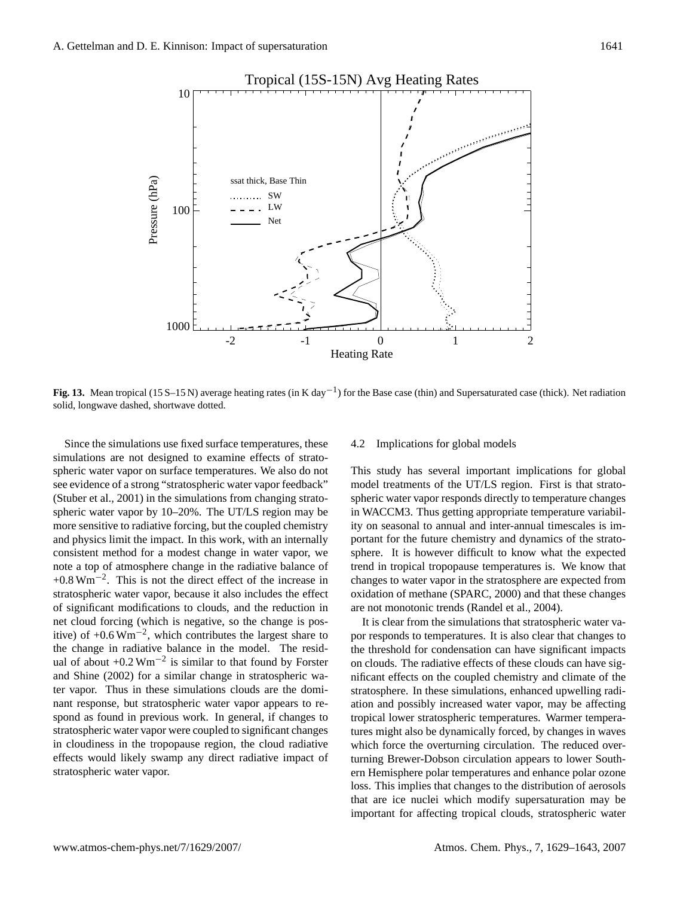**Fig. 13.** Mean tropical (15 S–15 N) average heating rates (in K day$^{-1}$) for the Base case (thin) and Supersaturated case (thick). Net radiation solid, longwave dashed, shortwave dotted.

Since the simulations use fixed surface temperatures, these simulations are not designed to examine effects of stratospheric water vapor on surface temperatures. We also do not see evidence of a strong "stratospheric water vapor feedback" (Stuber et al., 2001) in the simulations from changing stratospheric water vapor by 10–20%. The UT/LS region may be more sensitive to radiative forcing, but the coupled chemistry and physics limit the impact. In this work, with an internally consistent method for a modest change in water vapor, we note a top of atmosphere change in the radiative balance of +0.8 Wm$^{-2}$. This is not the direct effect of the increase in stratospheric water vapor, because it also includes the effect of significant modifications to clouds, and the reduction in net cloud forcing (which is negative, so the change is positive) of +0.6 Wm$^{-2}$, which contributes the largest share to the change in radiative balance in the model. The residual of about +0.2 Wm$^{-2}$ is similar to that found by Forster and Shine (2002) for a similar change in stratospheric water vapor. Thus in these simulations clouds are the dominant response, but stratospheric water vapor appears to respond as found in previous work. In general, if changes to stratospheric water vapor were coupled to significant changes in cloudiness in the tropopause region, the cloud radiative effects would likely swamp any direct radiative impact of stratospheric water vapor.

### 4.2 Implications for global models

This study has several important implications for global model treatments of the UT/LS region. First is that stratospheric water vapor responds directly to temperature changes in WACCM3. Thus getting appropriate temperature variability on seasonal to annual and inter-annual timescales is important for the future chemistry and dynamics of the stratosphere. It is however difficult to know what the expected trend in tropical tropopause temperatures is. We know that changes to water vapor in the stratosphere are expected from oxidation of methane (SPARC, 2000) and that these changes are not monotonic trends (Randel et al., 2004).

It is clear from the simulations that stratospheric water vapor responds to temperatures. It is also clear that changes to the threshold for condensation can have significant impacts on clouds. The radiative effects of these clouds can have significant effects on the coupled chemistry and climate of the stratosphere. In these simulations, enhanced upwelling radiation and possibly increased water vapor, may be affecting tropical lower stratospheric temperatures. Warmer temperatures might also be dynamically forced, by changes in waves which force the overturning circulation. The reduced overturning Brewer-Dobson circulation appears to lower Southern Hemisphere polar temperatures and enhance polar ozone loss. This implies that changes to the distribution of aerosols that are ice nuclei which modify supersaturation may be important for affecting tropical clouds, stratospheric water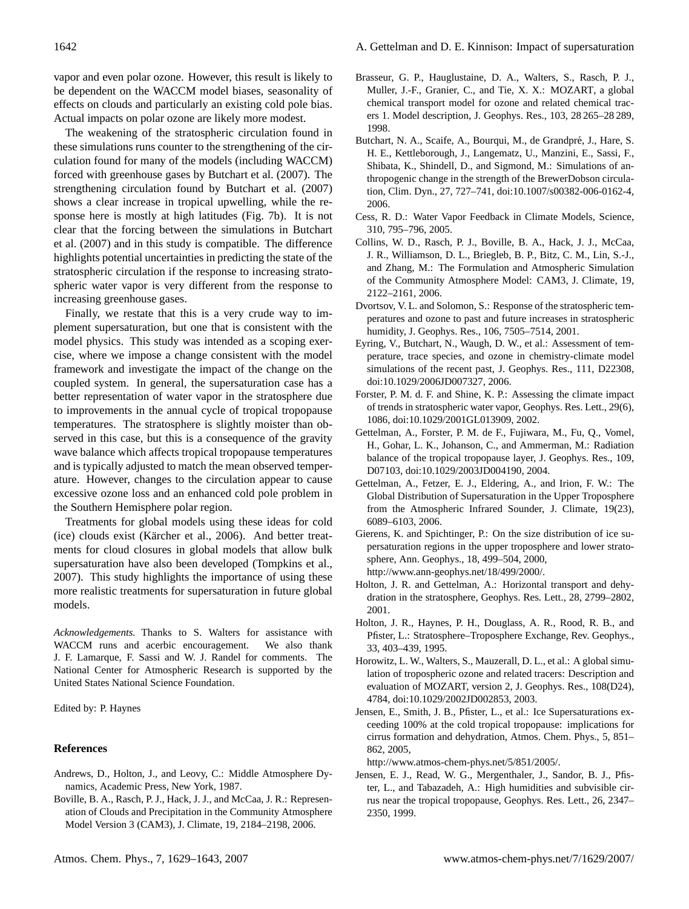vapor and even polar ozone. However, this result is likely to be dependent on the WACCM model biases, seasonality of effects on clouds and particularly an existing cold pole bias. Actual impacts on polar ozone are likely more modest.

The weakening of the stratospheric circulation found in these simulations runs counter to the strengthening of the circulation found for many of the models (including WACCM) forced with greenhouse gases by Butchart et al. (2007). The strengthening circulation found by Butchart et al. (2007) shows a clear increase in tropical upwelling, while the response here is mostly at high latitudes (Fig. 7b). It is not clear that the forcing between the simulations in Butchart et al. (2007) and in this study is compatible. The difference highlights potential uncertainties in predicting the state of the stratospheric circulation if the response to increasing stratospheric water vapor is very different from the response to increasing greenhouse gases.

Finally, we restate that this is a very crude way to implement supersaturation, but one that is consistent with the model physics. This study was intended as a scoping exercise, where we impose a change consistent with the model framework and investigate the impact of the change on the coupled system. In general, the supersaturation case has a better representation of water vapor in the stratosphere due to improvements in the annual cycle of tropical tropopause temperatures. The stratosphere is slightly moister than observed in this case, but this is a consequence of the gravity wave balance which affects tropical tropopause temperatures and is typically adjusted to match the mean observed temperature. However, changes to the circulation appear to cause excessive ozone loss and an enhanced cold pole problem in the Southern Hemisphere polar region.

Treatments for global models using these ideas for cold (ice) clouds exist (Kärcher et al., 2006). And better treatments for cloud closures in global models that allow bulk supersaturation have also been developed (Tompkins et al., 2007). This study highlights the importance of using these more realistic treatments for supersaturation in future global models.

*Acknowledgements.* Thanks to S. Walters for assistance with WACCM runs and acerbic encouragement. We also thank J. F. Lamarque, F. Sassi and W. J. Randel for comments. The National Center for Atmospheric Research is supported by the United States National Science Foundation.

Edited by: P. Haynes

## References

Andrews, D., Holton, J., and Leovy, C.: Middle Atmosphere Dynamics, Academic Press, New York, 1987.

Boville, B. A., Rasch, P. J., Hack, J. J., and McCaa, J. R.: Representation of Clouds and Precipitation in the Community Atmosphere Model Version 3 (CAM3), J. Climate, 19, 2184–2198, 2006.

Brasseur, G. P., Hauglustaine, D. A., Walters, S., Rasch, P. J., Muller, J.-F., Granier, C., and Tie, X. X.: MOZART, a global chemical transport model for ozone and related chemical tracers 1. Model description, J. Geophys. Res., 103, 28 265–28 289, 1998.

Butchart, N. A., Scaife, A., Bourqui, M., de Grandpré, J., Hare, S. H. E., Kettleborough, J., Langematz, U., Manzini, E., Sassi, F., Shibata, K., Shindell, D., and Sigmond, M.: Simulations of anthropogenic change in the strength of the BrewerDobson circulation, Clim. Dyn., 27, 727–741, doi:10.1007/s00382-006-0162-4, 2006.

Cess, R. D.: Water Vapor Feedback in Climate Models, Science, 310, 795–796, 2005.

Collins, W. D., Rasch, P. J., Boville, B. A., Hack, J. J., McCaa, J. R., Williamson, D. L., Briegleb, B. P., Bitz, C. M., Lin, S.-J., and Zhang, M.: The Formulation and Atmospheric Simulation of the Community Atmosphere Model: CAM3, J. Climate, 19, 2122–2161, 2006.

Dvortsov, V. L. and Solomon, S.: Response of the stratospheric temperatures and ozone to past and future increases in stratospheric humidity, J. Geophys. Res., 106, 7505–7514, 2001.

Eyring, V., Butchart, N., Waugh, D. W., et al.: Assessment of temperature, trace species, and ozone in chemistry-climate model simulations of the recent past, J. Geophys. Res., 111, D22308, doi:10.1029/2006JD007327, 2006.

Forster, P. M. d. F. and Shine, K. P.: Assessing the climate impact of trends in stratospheric water vapor, Geophys. Res. Lett., 29(6), 1086, doi:10.1029/2001GL013909, 2002.

Gettelman, A., Forster, P. M. de F., Fujiwara, M., Fu, Q., Vomel, H., Gohar, L. K., Johanson, C., and Ammerman, M.: Radiation balance of the tropical tropopause layer, J. Geophys. Res., 109, D07103, doi:10.1029/2003JD004190, 2004.

Gettelman, A., Fetzer, E. J., Eldering, A., and Irion, F. W.: The Global Distribution of Supersaturation in the Upper Troposphere from the Atmospheric Infrared Sounder, J. Climate, 19(23), 6089–6103, 2006.

Gierens, K. and Spichtinger, P.: On the size distribution of ice supersaturation regions in the upper troposphere and lower stratosphere, Ann. Geophys., 18, 499–504, 2000, http://www.ann-geophys.net/18/499/2000/.

Holton, J. R. and Gettelman, A.: Horizontal transport and dehydration in the stratosphere, Geophys. Res. Lett., 28, 2799–2802, 2001.

Holton, J. R., Haynes, P. H., Douglass, A. R., Rood, R. B., and Pfister, L.: Stratosphere–Troposphere Exchange, Rev. Geophys., 33, 403–439, 1995.

Horowitz, L. W., Walters, S., Mauzerall, D. L., et al.: A global simulation of tropospheric ozone and related tracers: Description and evaluation of MOZART, version 2, J. Geophys. Res., 108(D24), 4784, doi:10.1029/2002JD002853, 2003.

Jensen, E., Smith, J. B., Pfister, L., et al.: Ice Supersaturations exceeding 100% at the cold tropical tropopause: implications for cirrus formation and dehydration, Atmos. Chem. Phys., 5, 851–862, 2005, http://www.atmos-chem-phys.net/5/851/2005/.

Jensen, E. J., Read, W. G., Mergenthaler, J., Sandor, B. J., Pfister, L., and Tabazadeh, A.: High humidities and subvisible cirrus near the tropical tropopause, Geophys. Res. Lett., 26, 2347–2350, 1999.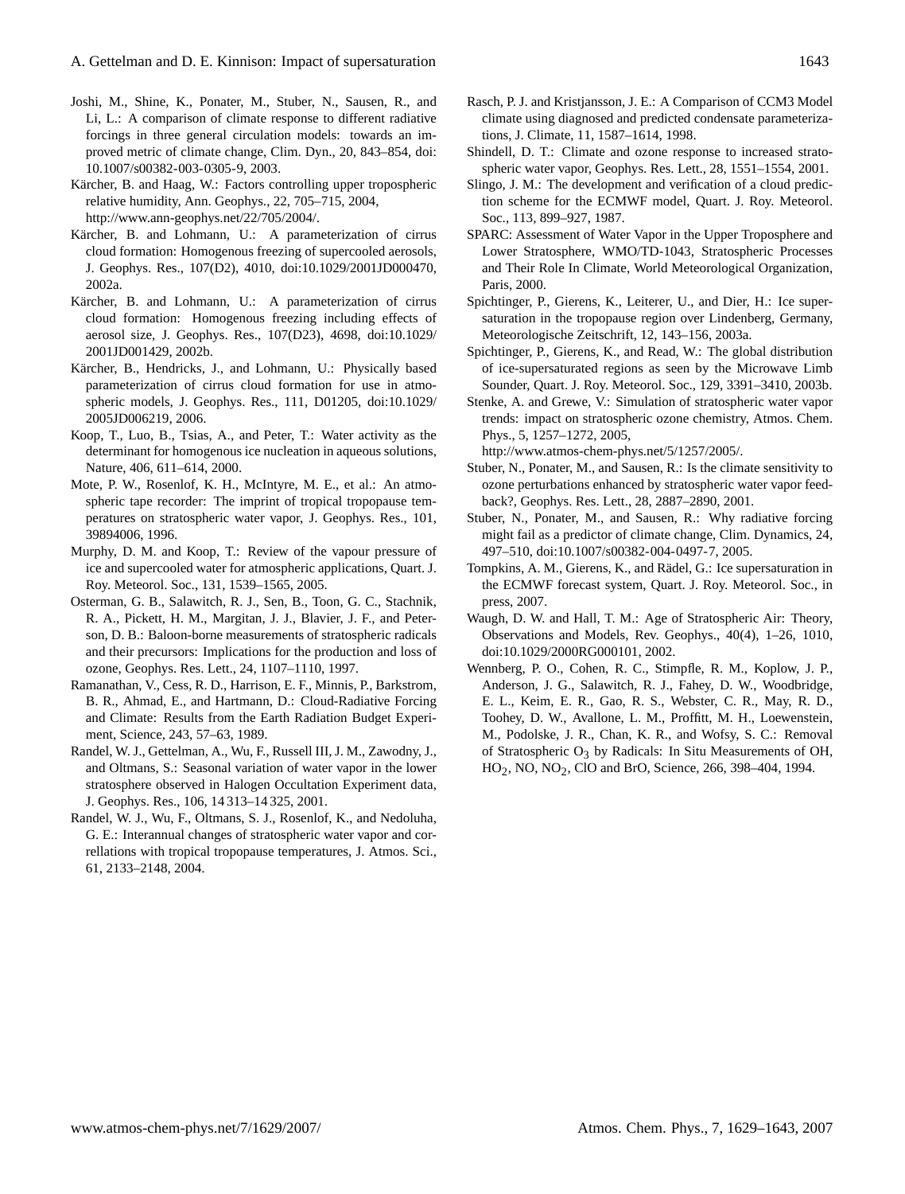Joshi, M., Shine, K., Ponater, M., Stuber, N., Sausen, R., and Li, L.: A comparison of climate response to different radiative forcings in three general circulation models: towards an improved metric of climate change, Clim. Dyn., 20, 843–854, doi: 10.1007/s00382-003-0305-9, 2003.

Kärcher, B. and Haag, W.: Factors controlling upper tropospheric relative humidity, Ann. Geophys., 22, 705–715, 2004, http://www.ann-geophys.net/22/705/2004/.

Kärcher, B. and Lohmann, U.: A parameterization of cirrus cloud formation: Homogenous freezing of supercooled aerosols, J. Geophys. Res., 107(D2), 4010, doi:10.1029/2001JD000470, 2002a.

Kärcher, B. and Lohmann, U.: A parameterization of cirrus cloud formation: Homogenous freezing including effects of aerosol size, J. Geophys. Res., 107(D23), 4698, doi:10.1029/2001JD001429, 2002b.

Kärcher, B., Hendricks, J., and Lohmann, U.: Physically based parameterization of cirrus cloud formation for use in atmospheric models, J. Geophys. Res., 111, D01205, doi:10.1029/2005JD006219, 2006.

Koop, T., Luo, B., Tsias, A., and Peter, T.: Water activity as the determinant for homogeneous ice nucleation in aqueous solutions, Nature, 406, 611–614, 2000.

Mote, P. W., Rosenlof, K. H., McIntyre, M. E., et al.: An atmospheric tape recorder: The imprint of tropical tropopause temperatures on stratospheric water vapor, J. Geophys. Res., 101, 39894006, 1996.

Murphy, D. M. and Koop, T.: Review of the vapour pressure of ice and supercooled water for atmospheric applications, Quart. J. Roy. Meteorol. Soc., 131, 1539–1565, 2005.

Osterman, G. B., Salawitch, R. J., Sen, B., Toon, G. C., Stachnik, R. A., Pickett, H. M., Margitan, J. J., Blavier, J. F., and Peterson, D. B.: Baloon-borne measurements of stratospheric radicals and their precursors: Implications for the production and loss of ozone, Geophys. Res. Lett., 24, 1107–1110, 1997.

Ramanathan, V., Cess, R. D., Harrison, E. F., Minnis, P., Barkstrom, B. R., Ahmad, E., and Hartmann, D.: Cloud-Radiative Forcing and Climate: Results from the Earth Radiation Budget Experiment, Science, 243, 57–63, 1989.

Randel, W. J., Gettelman, A., Wu, F., Russell III, J. M., Zawodny, J., and Oltmans, S.: Seasonal variation of water vapor in the lower stratosphere observed in Halogen Occultation Experiment data, J. Geophys. Res., 106, 14 313–14 325, 2001.

Randel, W. J., Wu, F., Oltmans, S. J., Rosenlof, K., and Nedoluha, G. E.: Interannual changes of stratospheric water vapor and correllations with tropical tropopause temperatures, J. Atmos. Sci., 61, 2133–2148, 2004.

Rasch, P. J. and Kristjansson, J. E.: A Comparison of CCM3 Model climate using diagnosed and predicted condensate parameterizations, J. Climate, 11, 1587–1614, 1998.

Shindell, D. T.: Climate and ozone response to increased stratospheric water vapor, Geophys. Res. Lett., 28, 1551–1554, 2001.

Slingo, J. M.: The development and verification of a cloud prediction scheme for the ECMWF model, Quart. J. Roy. Meteorol. Soc., 113, 899–927, 1987.

SPARC: Assessment of Water Vapor in the Upper Troposphere and Lower Stratosphere, WMO/TD-1043, Stratospheric Processes and Their Role In Climate, World Meteorological Organization, Paris, 2000.

Spichtinger, P., Gierens, K., Leiterer, U., and Dier, H.: Ice supersaturation in the tropopause region over Lindenberg, Germany, Meteorologische Zeitschrift, 12, 143–156, 2003a.

Spichtinger, P., Gierens, K., and Read, W.: The global distribution of ice-supersaturated regions as seen by the Microwave Limb Sounder, Quart. J. Roy. Meteorol. Soc., 129, 3391–3410, 2003b.

Stenke, A. and Grewe, V.: Simulation of stratospheric water vapor trends: impact on stratospheric ozone chemistry, Atmos. Chem. Phys., 5, 1257–1272, 2005, http://www.atmos-chem-phys.net/5/1257/2005/.

Stuber, N., Ponater, M., and Sausen, R.: Is the climate sensitivity to ozone perturbations enhanced by stratospheric water vapor feedback?, Geophys. Res. Lett., 28, 2887–2890, 2001.

Stuber, N., Ponater, M., and Sausen, R.: Why radiative forcing might fail as a predictor of climate change, Clim. Dynamics, 24, 497–510, doi:10.1007/s00382-004-0497-7, 2005.

Tompkins, A. M., Gierens, K., and Rädel, G.: Ice supersaturation in the ECMWF forecast system, Quart. J. Roy. Meteorol. Soc., in press, 2007.

Waugh, D. W. and Hall, T. M.: Age of Stratospheric Air: Theory, Observations and Models, Rev. Geophys., 40(4), 1–26, 1010, doi:10.1029/2000RG000101, 2002.

Wennberg, P. O., Cohen, R. C., Stimpfle, R. M., Koplow, J. P., Anderson, J. G., Salawitch, R. J., Fahey, D. W., Woodbridge, E. L., Keim, E. R., Gao, R. S., Webster, C. R., May, R. D., Toohey, D. W., Avallone, L. M., Proffitt, M. H., Loewenstein, M., Podolske, J. R., Chan, K. R., and Wofsy, S. C.: Removal of Stratospheric $O_3$ by Radicals: In Situ Measurements of OH, $HO_2$, NO, $NO_2$, ClO and BrO, Science, 266, 398–404, 1994.